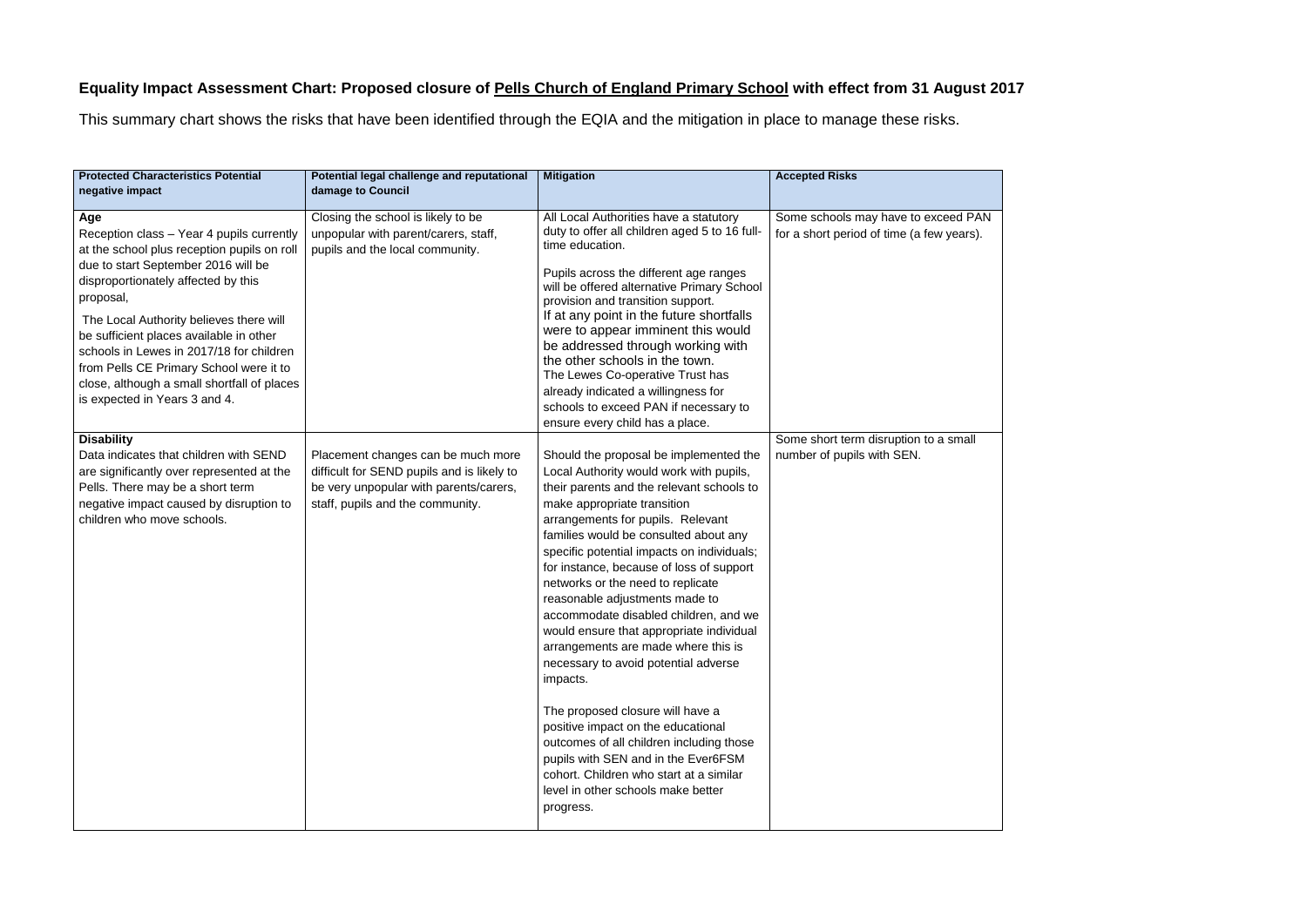**Equality Impact Assessment Chart: Proposed closure of <u>Pells Church of England Primary School</u> with effect from 31 August 2017**

This summary chart shows the risks that have been identified through the EQIA and the mitigation in place to manage these risks.

| Protected Characteristics Potential negative impact | Potential legal challenge and reputational damage to Council | Mitigation | Accepted Risks |
|---|---|---|---|
| **Age**<br>Reception class – Year 4 pupils currently at the school plus reception pupils on roll due to start September 2016 will be disproportionately affected by this proposal,<br><br>The Local Authority believes there will be sufficient places available in other schools in Lewes in 2017/18 for children from Pells CE Primary School were it to close, although a small shortfall of places is expected in Years 3 and 4. | Closing the school is likely to be unpopular with parent/carers, staff, pupils and the local community. | All Local Authorities have a statutory duty to offer all children aged 5 to 16 full-time education.<br><br>Pupils across the different age ranges will be offered alternative Primary School provision and transition support.<br>If at any point in the future shortfalls were to appear imminent this would be addressed through working with the other schools in the town.<br>The Lewes Co-operative Trust has already indicated a willingness for schools to exceed PAN if necessary to ensure every child has a place. | Some schools may have to exceed PAN for a short period of time (a few years). |
| **Disability**<br>Data indicates that children with SEND are significantly over represented at the Pells. There may be a short term negative impact caused by disruption to children who move schools. | Placement changes can be much more difficult for SEND pupils and is likely to be very unpopular with parents/carers, staff, pupils and the community. | Should the proposal be implemented the Local Authority would work with pupils, their parents and the relevant schools to make appropriate transition arrangements for pupils. Relevant families would be consulted about any specific potential impacts on individuals; for instance, because of loss of support networks or the need to replicate reasonable adjustments made to accommodate disabled children, and we would ensure that appropriate individual arrangements are made where this is necessary to avoid potential adverse impacts.<br><br>The proposed closure will have a positive impact on the educational outcomes of all children including those pupils with SEN and in the Ever6FSM cohort. Children who start at a similar level in other schools make better progress. | Some short term disruption to a small number of pupils with SEN. |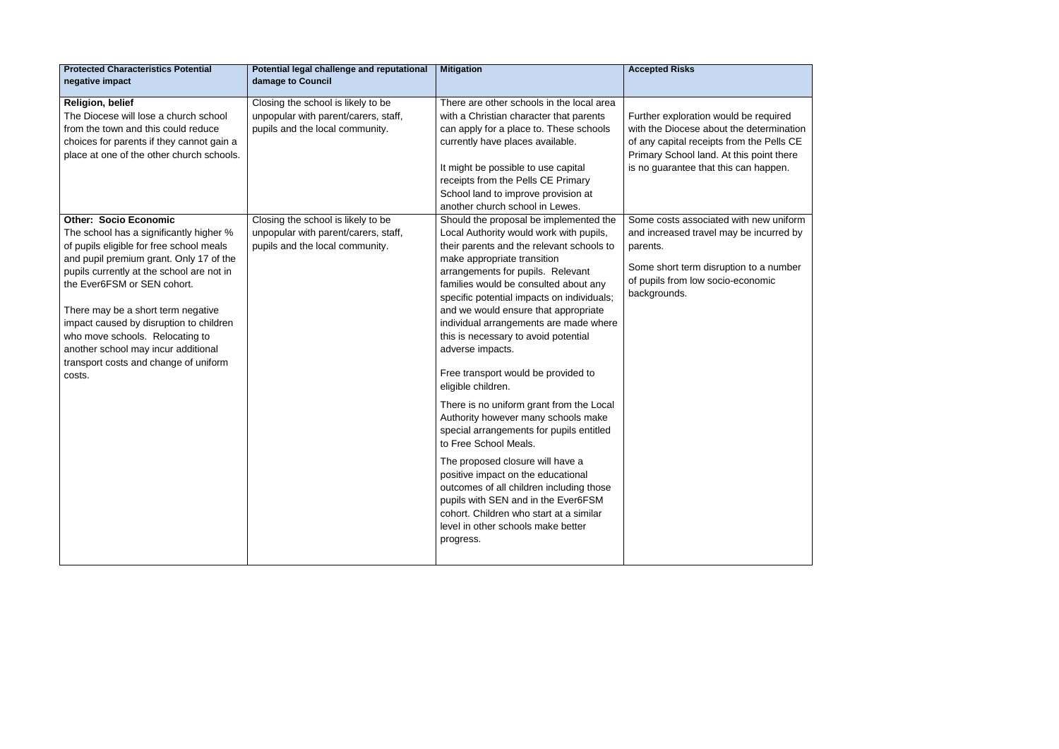| Protected Characteristics Potential negative impact | Potential legal challenge and reputational damage to Council | Mitigation | Accepted Risks |
|---|---|---|---|
| **Religion, belief**<br>The Diocese will lose a church school from the town and this could reduce choices for parents if they cannot gain a place at one of the other church schools. | Closing the school is likely to be unpopular with parent/carers, staff, pupils and the local community. | There are other schools in the local area with a Christian character that parents can apply for a place to. These schools currently have places available.<br><br>It might be possible to use capital receipts from the Pells CE Primary School land to improve provision at another church school in Lewes. | Further exploration would be required with the Diocese about the determination of any capital receipts from the Pells CE Primary School land. At this point there is no guarantee that this can happen. |
| **Other: Socio Economic**<br>The school has a significantly higher % of pupils eligible for free school meals and pupil premium grant. Only 17 of the pupils currently at the school are not in the Ever6FSM or SEN cohort.<br><br>There may be a short term negative impact caused by disruption to children who move schools. Relocating to another school may incur additional transport costs and change of uniform costs. | Closing the school is likely to be unpopular with parent/carers, staff, pupils and the local community. | Should the proposal be implemented the Local Authority would work with pupils, their parents and the relevant schools to make appropriate transition arrangements for pupils. Relevant families would be consulted about any specific potential impacts on individuals; and we would ensure that appropriate individual arrangements are made where this is necessary to avoid potential adverse impacts.<br><br>Free transport would be provided to eligible children.<br><br>There is no uniform grant from the Local Authority however many schools make special arrangements for pupils entitled to Free School Meals.<br><br>The proposed closure will have a positive impact on the educational outcomes of all children including those pupils with SEN and in the Ever6FSM cohort. Children who start at a similar level in other schools make better progress. | Some costs associated with new uniform and increased travel may be incurred by parents.<br><br>Some short term disruption to a number of pupils from low socio-economic backgrounds. |